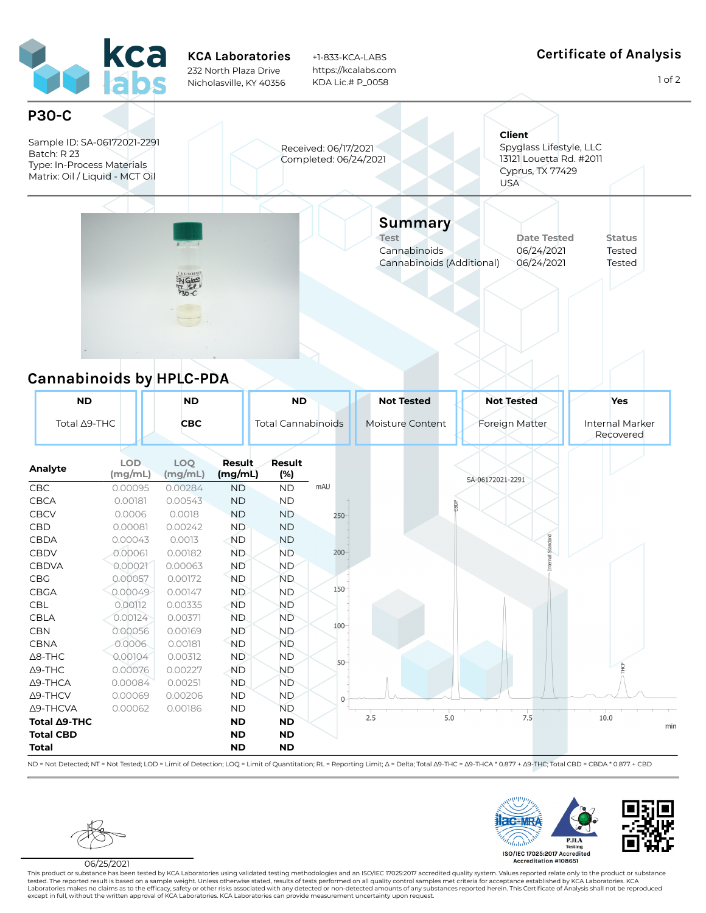KCA Laboratories
232 North Plaza Drive
Nicholasville, KY 40356

+1-833-KCA-LABS
https://kcalabs.com
KDA Lic.# P_0058

# Certificate of Analysis

## P30-C

Sample ID: SA-06172021-2291
Batch: R 23
Type: In-Process Materials
Matrix: Oil / Liquid - MCT Oil

Received: 06/17/2021
Completed: 06/24/2021

**Client**
Spyglass Lifestyle, LLC
13121 Louetta Rd. #2011
Cyprus, TX 77429
USA

## Summary

| Test | Date Tested | Status |
|---|---|---|
| Cannabinoids | 06/24/2021 | Tested |
| Cannabinoids (Additional) | 06/24/2021 | Tested |

## Cannabinoids by HPLC-PDA

| ND | ND | ND | Not Tested | Not Tested | Yes |
|---|---|---|---|---|---|
| Total Δ9-THC | CBC | Total Cannabinoids | Moisture Content | Foreign Matter | Internal Marker Recovered |

| Analyte | LOD (mg/mL) | LOQ (mg/mL) | Result (mg/mL) | Result (%) |
|---|---|---|---|---|
| CBC | 0.00095 | 0.00284 | ND | ND |
| CBCA | 0.00181 | 0.00543 | ND | ND |
| CBCV | 0.0006 | 0.0018 | ND | ND |
| CBD | 0.00081 | 0.00242 | ND | ND |
| CBDA | 0.00043 | 0.0013 | ND | ND |
| CBDV | 0.00061 | 0.00182 | ND | ND |
| CBDVA | 0.00021 | 0.00063 | ND | ND |
| CBG | 0.00057 | 0.00172 | ND | ND |
| CBGA | 0.00049 | 0.00147 | ND | ND |
| CBL | 0.00112 | 0.00335 | ND | ND |
| CBLA | 0.00124 | 0.00371 | ND | ND |
| CBN | 0.00056 | 0.00169 | ND | ND |
| CBNA | 0.0006 | 0.00181 | ND | ND |
| Δ8-THC | 0.00104 | 0.00312 | ND | ND |
| Δ9-THC | 0.00076 | 0.00227 | ND | ND |
| Δ9-THCA | 0.00084 | 0.00251 | ND | ND |
| Δ9-THCV | 0.00069 | 0.00206 | ND | ND |
| Δ9-THCVA | 0.00062 | 0.00186 | ND | ND |
| **Total Δ9-THC** | | | **ND** | **ND** |
| **Total CBD** | | | **ND** | **ND** |
| **Total** | | | **ND** | **ND** |

ND = Not Detected; NT = Not Tested; LOD = Limit of Detection; LOQ = Limit of Quantitation; RL = Reporting Limit; Δ = Delta; Total Δ9-THC = Δ9-THCA * 0.877 + Δ9-THC; Total CBD = CBDA * 0.877 + CBD

06/25/2021

ISO/IEC 17025:2017 Accredited
Accreditation #108651

This product or substance has been tested by KCA Laboratories using validated testing methodologies and an ISO/IEC 17025:2017 accredited quality system. Values reported relate only to the product or substance tested. The reported result is based on a sample weight. Unless otherwise stated, results of tests performed on all quality control samples met criteria for acceptance established by KCA Laboratories. KCA Laboratories makes no claims as to the efficacy, safety or other risks associated with any detected or non-detected amounts of any substances reported herein. This Certificate of Analysis shall not be reproduced except in full, without the written approval of KCA Laboratories. KCA Laboratories can provide measurement uncertainty upon request.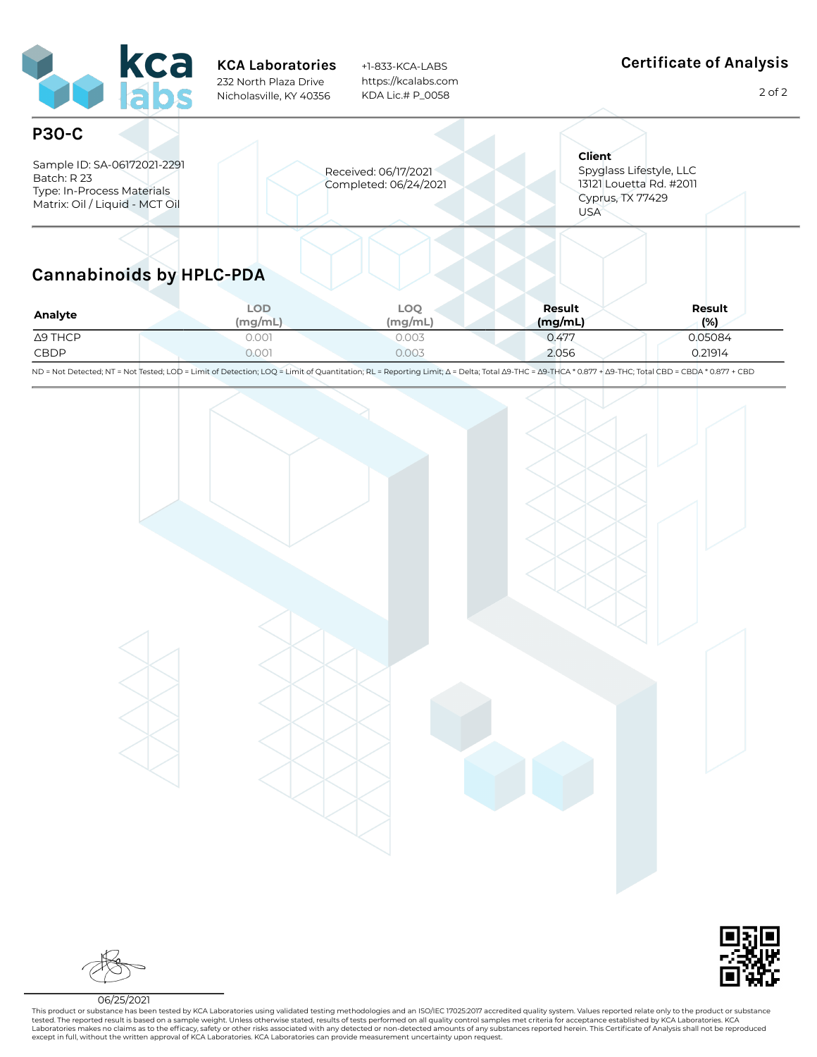KCA Laboratories
232 North Plaza Drive
Nicholasville, KY 40356

+1-833-KCA-LABS
https://kcalabs.com
KDA Lic.# P_0058

# Certificate of Analysis

## P30-C

Sample ID: SA-06172021-2291
Batch: R 23
Type: In-Process Materials
Matrix: Oil / Liquid - MCT Oil

Received: 06/17/2021
Completed: 06/24/2021

**Client**
Spyglass Lifestyle, LLC
13121 Louetta Rd. #2011
Cyprus, TX 77429
USA

## Cannabinoids by HPLC-PDA

| Analyte | LOD (mg/mL) | LOQ (mg/mL) | Result (mg/mL) | Result (%) |
|---|---|---|---|---|
| Δ9 THCP | 0.001 | 0.003 | 0.477 | 0.05084 |
| CBDP | 0.001 | 0.003 | 2.056 | 0.21914 |

ND = Not Detected; NT = Not Tested; LOD = Limit of Detection; LOQ = Limit of Quantitation; RL = Reporting Limit; Δ = Delta; Total Δ9-THC = Δ9-THCA * 0.877 + Δ9-THC; Total CBD = CBDA * 0.877 + CBD

06/25/2021

This product or substance has been tested by KCA Laboratories using validated testing methodologies and an ISO/IEC 17025:2017 accredited quality system. Values reported relate only to the product or substance tested. The reported result is based on a sample weight. Unless otherwise stated, results of tests performed on all quality control samples met criteria for acceptance established by KCA Laboratories. KCA Laboratories makes no claims as to the efficacy, safety or other risks associated with any detected or non-detected amounts of any substances reported herein. This Certificate of Analysis shall not be reproduced except in full, without the written approval of KCA Laboratories. KCA Laboratories can provide measurement uncertainty upon request.